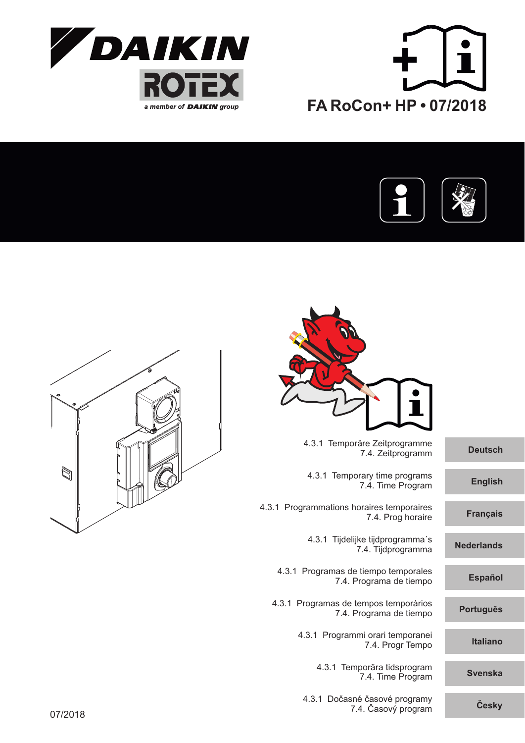DAIKIN

ROTEX

a member of DAIKIN group

# FA RoCon+ HP • 07/2018

4.3.1 Temporäre Zeitprogramme
7.4. Zeitprogramm

**Deutsch**

4.3.1 Temporary time programs
7.4. Time Program

**English**

4.3.1 Programmations horaires temporaires
7.4. Prog horaire

**Français**

4.3.1 Tijdelijke tijdprogramma´s
7.4. Tijdprogramma

**Nederlands**

4.3.1 Programas de tiempo temporales
7.4. Programa de tiempo

**Español**

4.3.1 Programas de tempos temporários
7.4. Programa de tiempo

**Português**

4.3.1 Programmi orari temporanei
7.4. Progr Tempo

**Italiano**

4.3.1 Temporära tidsprogram
7.4. Time Program

**Svenska**

4.3.1 Dočasné časové programy
7.4. Časový program

**Česky**

07/2018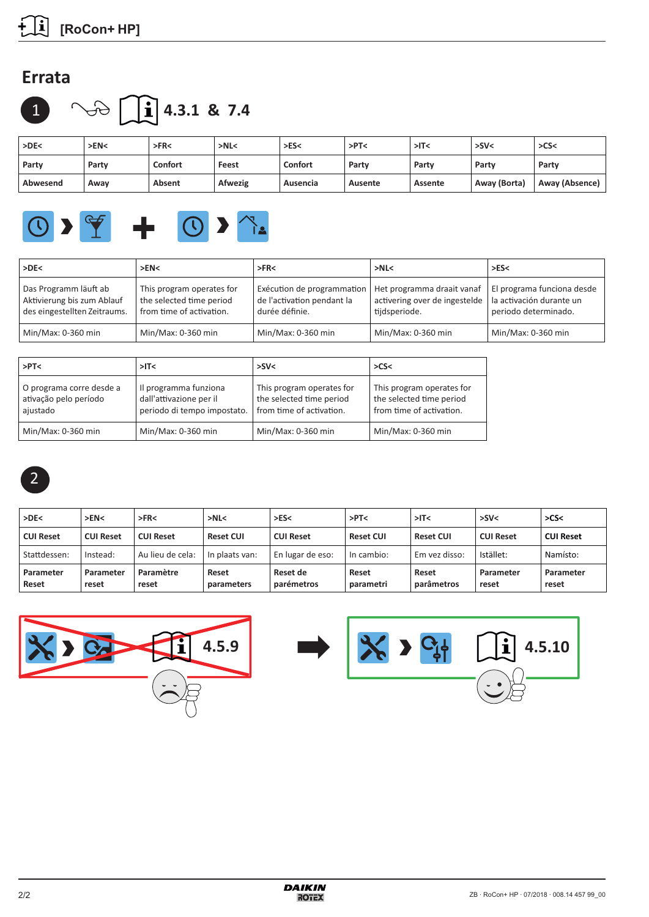## Errata

1 4.3.1 & 7.4

| >DE< | >EN< | >FR< | >NL< | >ES< | >PT< | >IT< | >SV< | >CS< |
|---|---|---|---|---|---|---|---|---|
| **Party** | **Party** | **Confort** | **Feest** | **Confort** | **Party** | **Party** | **Party** | **Party** |
| **Abwesend** | **Away** | **Absent** | **Afwezig** | **Ausencia** | **Ausente** | **Assente** | **Away (Borta)** | **Away (Absence)** |

| >DE< | >EN< | >FR< | >NL< | >ES< |
|---|---|---|---|---|
| Das Programm läuft ab Aktivierung bis zum Ablauf des eingestellten Zeitraums. | This program operates for the selected time period from time of activation. | Exécution de programmation de l'activation pendant la durée définie. | Het programma draait vanaf activering over de ingestelde tijdsperiode. | El programa funciona desde la activación durante un periodo determinado. |
| Min/Max: 0-360 min | Min/Max: 0-360 min | Min/Max: 0-360 min | Min/Max: 0-360 min | Min/Max: 0-360 min |

| >PT< | >IT< | >SV< | >CS< |
|---|---|---|---|
| O programa corre desde a ativação pelo período ajustado | Il programma funziona dall'attivazione per il periodo di tempo impostato. | This program operates for the selected time period from time of activation. | This program operates for the selected time period from time of activation. |
| Min/Max: 0-360 min | Min/Max: 0-360 min | Min/Max: 0-360 min | Min/Max: 0-360 min |

2

| >DE< | >EN< | >FR< | >NL< | >ES< | >PT< | >IT< | >SV< | >CS< |
|---|---|---|---|---|---|---|---|---|
| **CUI Reset** | **CUI Reset** | **CUI Reset** | **Reset CUI** | **CUI Reset** | **Reset CUI** | **Reset CUI** | **CUI Reset** | **CUI Reset** |
| Stattdessen: | Instead: | Au lieu de cela: | In plaats van: | En lugar de eso: | In cambio: | Em vez disso: | Istället: | Namísto: |
| **Parameter Reset** | **Parameter reset** | **Paramètre reset** | **Reset parameters** | **Reset de parémetros** | **Reset parametri** | **Reset parâmetros** | **Parameter reset** | **Parameter reset** |

4.5.9

4.5.10